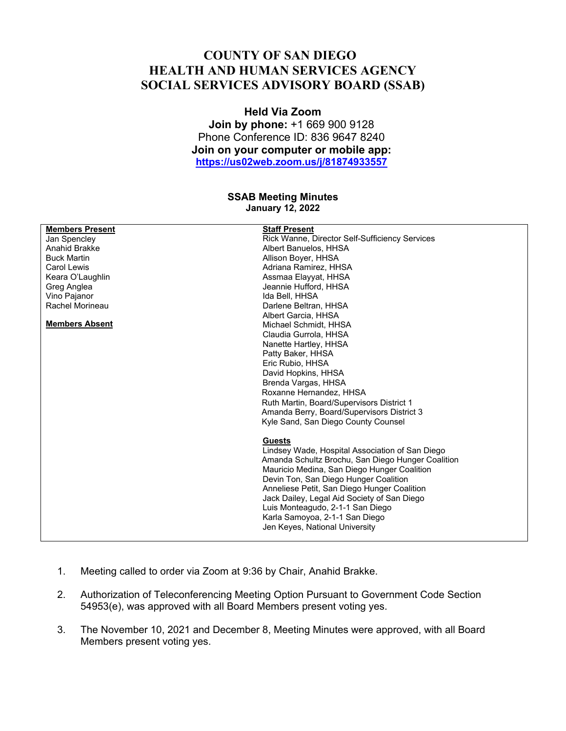# COUNTY OF SAN DIEGO
# HEALTH AND HUMAN SERVICES AGENCY
# SOCIAL SERVICES ADVISORY BOARD (SSAB)

**Held Via Zoom**
**Join by phone:** +1 669 900 9128
Phone Conference ID: 836 9647 8240
**Join on your computer or mobile app:**
**https://us02web.zoom.us/j/81874933557**

**SSAB Meeting Minutes**
**January 12, 2022**

| **Members Present** | **Staff Present** |
|---|---|
| Jan Spencley | Rick Wanne, Director Self-Sufficiency Services |
| Anahid Brakke | Albert Banuelos, HHSA |
| Buck Martin | Allison Boyer, HHSA |
| Carol Lewis | Adriana Ramirez, HHSA |
| Keara O'Laughlin | Assmaa Elayyat, HHSA |
| Greg Anglea | Jeannie Hufford, HHSA |
| Vino Pajanor | Ida Bell, HHSA |
| Rachel Morineau | Darlene Beltran, HHSA |
| | Albert Garcia, HHSA |
| **Members Absent** | Michael Schmidt, HHSA |
| | Claudia Gurrola, HHSA |
| | Nanette Hartley, HHSA |
| | Patty Baker, HHSA |
| | Eric Rubio, HHSA |
| | David Hopkins, HHSA |
| | Brenda Vargas, HHSA |
| | Roxanne Hernandez, HHSA |
| | Ruth Martin, Board/Supervisors District 1 |
| | Amanda Berry, Board/Supervisors District 3 |
| | Kyle Sand, San Diego County Counsel |
| | |
| | **Guests** |
| | Lindsey Wade, Hospital Association of San Diego |
| | Amanda Schultz Brochu, San Diego Hunger Coalition |
| | Mauricio Medina, San Diego Hunger Coalition |
| | Devin Ton, San Diego Hunger Coalition |
| | Anneliese Petit, San Diego Hunger Coalition |
| | Jack Dailey, Legal Aid Society of San Diego |
| | Luis Monteagudo, 2-1-1 San Diego |
| | Karla Samoyoa, 2-1-1 San Diego |
| | Jen Keyes, National University |

1. Meeting called to order via Zoom at 9:36 by Chair, Anahid Brakke.

2. Authorization of Teleconferencing Meeting Option Pursuant to Government Code Section 54953(e), was approved with all Board Members present voting yes.

3. The November 10, 2021 and December 8, Meeting Minutes were approved, with all Board Members present voting yes.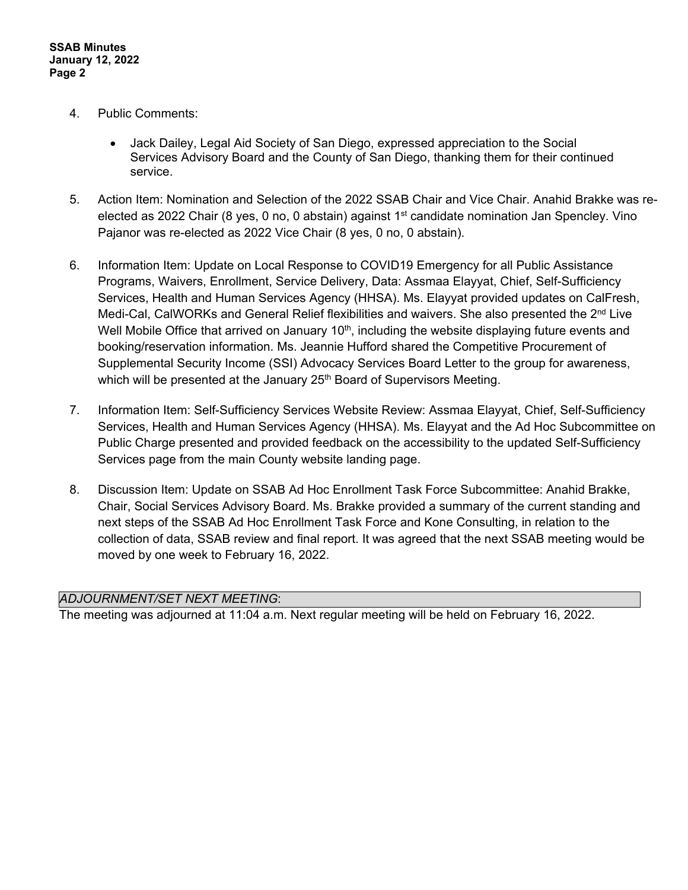4. Public Comments:

    - Jack Dailey, Legal Aid Society of San Diego, expressed appreciation to the Social Services Advisory Board and the County of San Diego, thanking them for their continued service.

5. Action Item: Nomination and Selection of the 2022 SSAB Chair and Vice Chair. Anahid Brakke was re-elected as 2022 Chair (8 yes, 0 no, 0 abstain) against 1st candidate nomination Jan Spencley. Vino Pajanor was re-elected as 2022 Vice Chair (8 yes, 0 no, 0 abstain).

6. Information Item: Update on Local Response to COVID19 Emergency for all Public Assistance Programs, Waivers, Enrollment, Service Delivery, Data: Assmaa Elayyat, Chief, Self-Sufficiency Services, Health and Human Services Agency (HHSA). Ms. Elayyat provided updates on CalFresh, Medi-Cal, CalWORKs and General Relief flexibilities and waivers. She also presented the 2nd Live Well Mobile Office that arrived on January 10th, including the website displaying future events and booking/reservation information. Ms. Jeannie Hufford shared the Competitive Procurement of Supplemental Security Income (SSI) Advocacy Services Board Letter to the group for awareness, which will be presented at the January 25th Board of Supervisors Meeting.

7. Information Item: Self-Sufficiency Services Website Review: Assmaa Elayyat, Chief, Self-Sufficiency Services, Health and Human Services Agency (HHSA). Ms. Elayyat and the Ad Hoc Subcommittee on Public Charge presented and provided feedback on the accessibility to the updated Self-Sufficiency Services page from the main County website landing page.

8. Discussion Item: Update on SSAB Ad Hoc Enrollment Task Force Subcommittee: Anahid Brakke, Chair, Social Services Advisory Board. Ms. Brakke provided a summary of the current standing and next steps of the SSAB Ad Hoc Enrollment Task Force and Kone Consulting, in relation to the collection of data, SSAB review and final report. It was agreed that the next SSAB meeting would be moved by one week to February 16, 2022.

*ADJOURNMENT/SET NEXT MEETING*:

The meeting was adjourned at 11:04 a.m. Next regular meeting will be held on February 16, 2022.